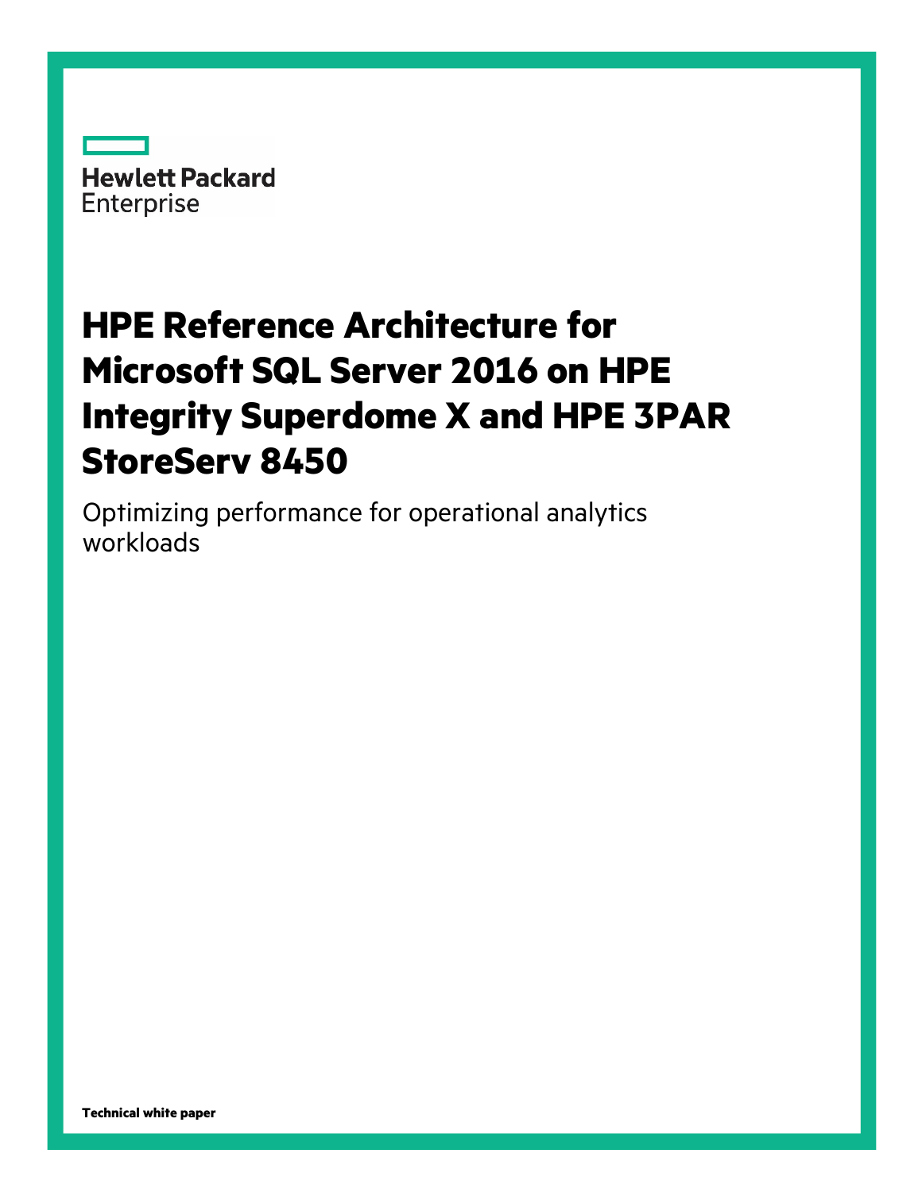Hewlett Packard Enterprise

# HPE Reference Architecture for Microsoft SQL Server 2016 on HPE Integrity Superdome X and HPE 3PAR StoreServ 8450

Optimizing performance for operational analytics workloads

**Technical white paper**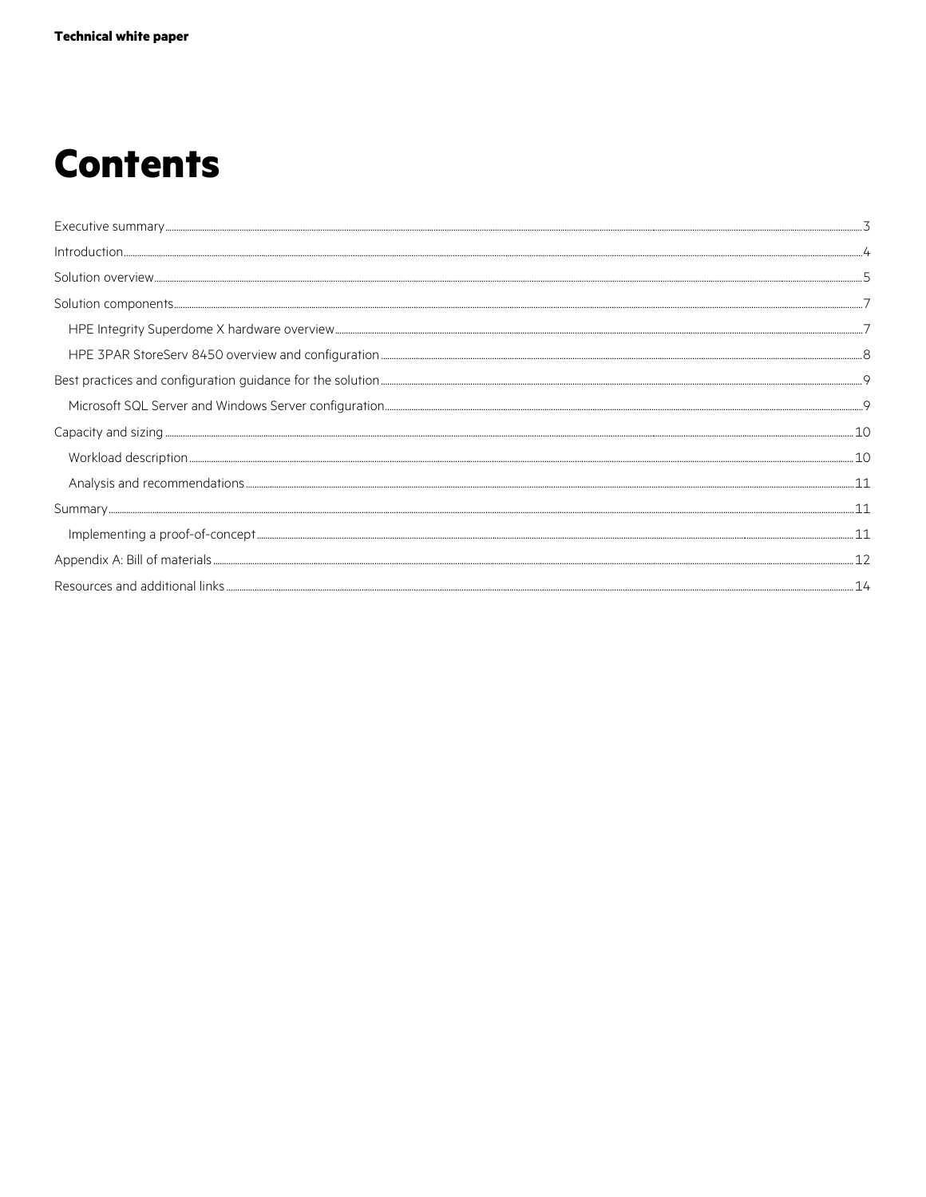# Contents

Executive summary ..... 3

Introduction ..... 4

Solution overview ..... 5

Solution components ..... 7

- HPE Integrity Superdome X hardware overview ..... 7
- HPE 3PAR StoreServ 8450 overview and configuration ..... 8

Best practices and configuration guidance for the solution ..... 9

- Microsoft SQL Server and Windows Server configuration ..... 9

Capacity and sizing ..... 10

- Workload description ..... 10
- Analysis and recommendations ..... 11

Summary ..... 11

- Implementing a proof-of-concept ..... 11

Appendix A: Bill of materials ..... 12

Resources and additional links ..... 14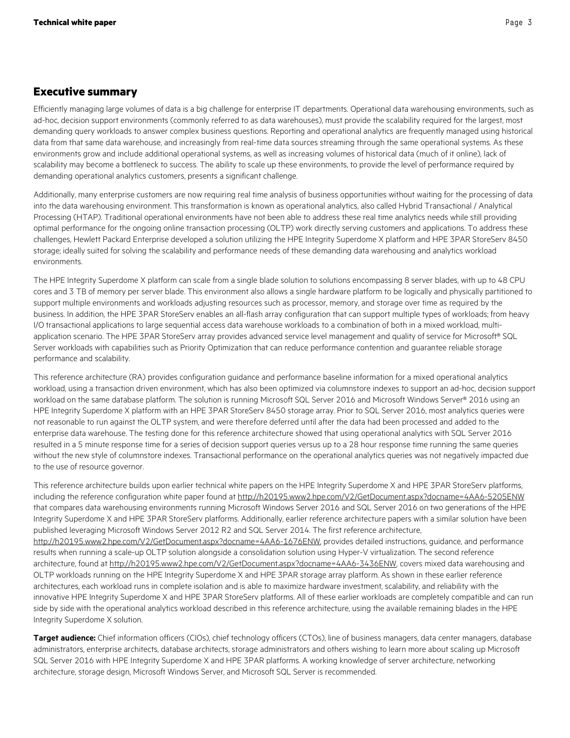## Executive summary

Efficiently managing large volumes of data is a big challenge for enterprise IT departments. Operational data warehousing environments, such as ad-hoc, decision support environments (commonly referred to as data warehouses), must provide the scalability required for the largest, most demanding query workloads to answer complex business questions. Reporting and operational analytics are frequently managed using historical data from that same data warehouse, and increasingly from real-time data sources streaming through the same operational systems. As these environments grow and include additional operational systems, as well as increasing volumes of historical data (much of it online), lack of scalability may become a bottleneck to success. The ability to scale up these environments, to provide the level of performance required by demanding operational analytics customers, presents a significant challenge.

Additionally, many enterprise customers are now requiring real time analysis of business opportunities without waiting for the processing of data into the data warehousing environment. This transformation is known as operational analytics, also called Hybrid Transactional / Analytical Processing (HTAP). Traditional operational environments have not been able to address these real time analytics needs while still providing optimal performance for the ongoing online transaction processing (OLTP) work directly serving customers and applications. To address these challenges, Hewlett Packard Enterprise developed a solution utilizing the HPE Integrity Superdome X platform and HPE 3PAR StoreServ 8450 storage; ideally suited for solving the scalability and performance needs of these demanding data warehousing and analytics workload environments.

The HPE Integrity Superdome X platform can scale from a single blade solution to solutions encompassing 8 server blades, with up to 48 CPU cores and 3 TB of memory per server blade. This environment also allows a single hardware platform to be logically and physically partitioned to support multiple environments and workloads adjusting resources such as processor, memory, and storage over time as required by the business. In addition, the HPE 3PAR StoreServ enables an all-flash array configuration that can support multiple types of workloads; from heavy I/O transactional applications to large sequential access data warehouse workloads to a combination of both in a mixed workload, multi-application scenario. The HPE 3PAR StoreServ array provides advanced service level management and quality of service for Microsoft® SQL Server workloads with capabilities such as Priority Optimization that can reduce performance contention and guarantee reliable storage performance and scalability.

This reference architecture (RA) provides configuration guidance and performance baseline information for a mixed operational analytics workload, using a transaction driven environment, which has also been optimized via columnstore indexes to support an ad-hoc, decision support workload on the same database platform. The solution is running Microsoft SQL Server 2016 and Microsoft Windows Server® 2016 using an HPE Integrity Superdome X platform with an HPE 3PAR StoreServ 8450 storage array. Prior to SQL Server 2016, most analytics queries were not reasonable to run against the OLTP system, and were therefore deferred until after the data had been processed and added to the enterprise data warehouse. The testing done for this reference architecture showed that using operational analytics with SQL Server 2016 resulted in a 5 minute response time for a series of decision support queries versus up to a 28 hour response time running the same queries without the new style of columnstore indexes. Transactional performance on the operational analytics queries was not negatively impacted due to the use of resource governor.

This reference architecture builds upon earlier technical white papers on the HPE Integrity Superdome X and HPE 3PAR StoreServ platforms, including the reference configuration white paper found at http://h20195.www2.hpe.com/V2/GetDocument.aspx?docname=4AA6-5205ENW that compares data warehousing environments running Microsoft Windows Server 2016 and SQL Server 2016 on two generations of the HPE Integrity Superdome X and HPE 3PAR StoreServ platforms. Additionally, earlier reference architecture papers with a similar solution have been published leveraging Microsoft Windows Server 2012 R2 and SQL Server 2014. The first reference architecture, http://h20195.www2.hpe.com/V2/GetDocument.aspx?docname=4AA6-1676ENW, provides detailed instructions, guidance, and performance results when running a scale-up OLTP solution alongside a consolidation solution using Hyper-V virtualization. The second reference architecture, found at http://h20195.www2.hpe.com/V2/GetDocument.aspx?docname=4AA6-3436ENW, covers mixed data warehousing and OLTP workloads running on the HPE Integrity Superdome X and HPE 3PAR storage array platform. As shown in these earlier reference architectures, each workload runs in complete isolation and is able to maximize hardware investment, scalability, and reliability with the innovative HPE Integrity Superdome X and HPE 3PAR StoreServ platforms. All of these earlier workloads are completely compatible and can run side by side with the operational analytics workload described in this reference architecture, using the available remaining blades in the HPE Integrity Superdome X solution.

**Target audience:** Chief information officers (CIOs), chief technology officers (CTOs), line of business managers, data center managers, database administrators, enterprise architects, database architects, storage administrators and others wishing to learn more about scaling up Microsoft SQL Server 2016 with HPE Integrity Superdome X and HPE 3PAR platforms. A working knowledge of server architecture, networking architecture, storage design, Microsoft Windows Server, and Microsoft SQL Server is recommended.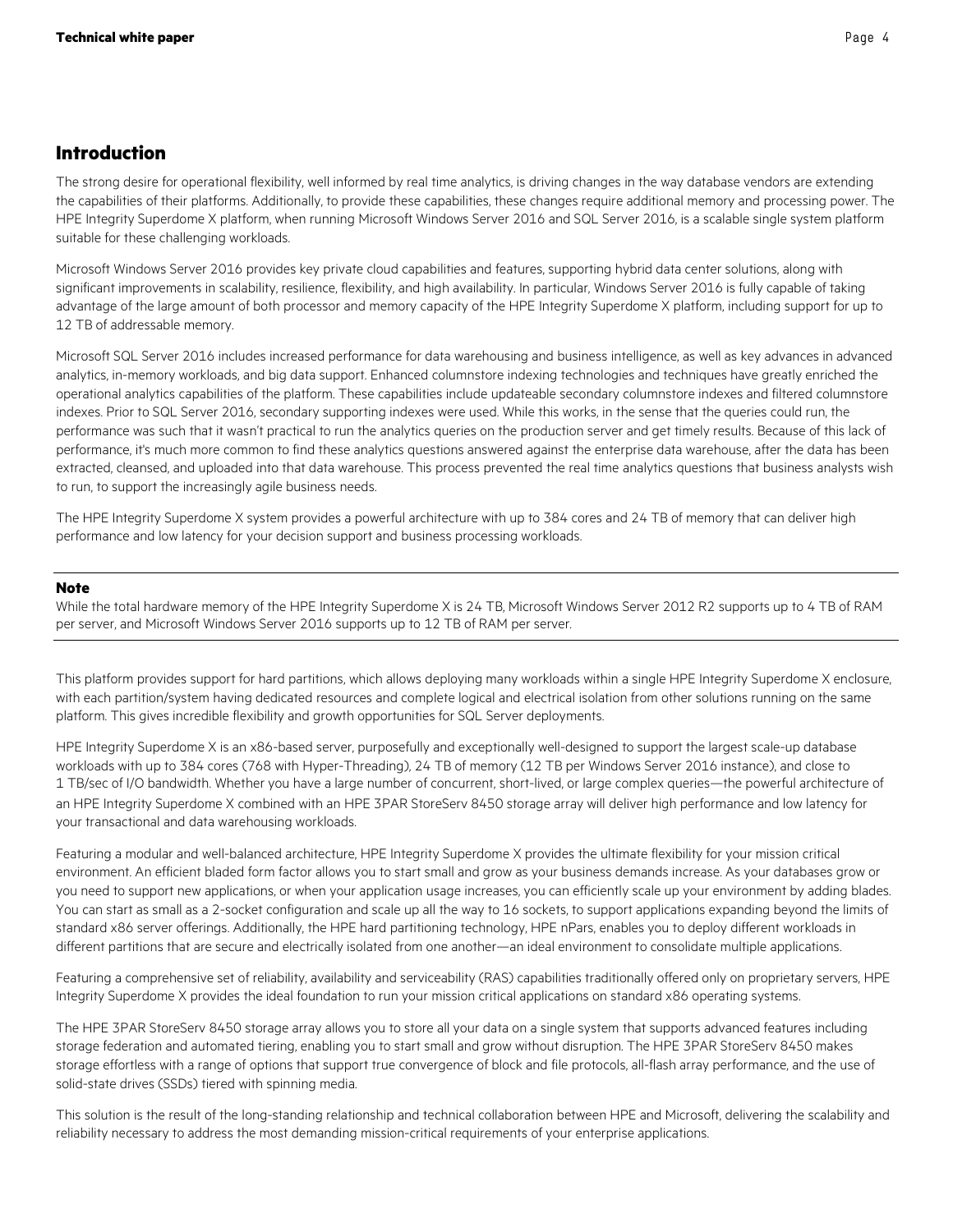## Introduction

The strong desire for operational flexibility, well informed by real time analytics, is driving changes in the way database vendors are extending the capabilities of their platforms. Additionally, to provide these capabilities, these changes require additional memory and processing power. The HPE Integrity Superdome X platform, when running Microsoft Windows Server 2016 and SQL Server 2016, is a scalable single system platform suitable for these challenging workloads.

Microsoft Windows Server 2016 provides key private cloud capabilities and features, supporting hybrid data center solutions, along with significant improvements in scalability, resilience, flexibility, and high availability. In particular, Windows Server 2016 is fully capable of taking advantage of the large amount of both processor and memory capacity of the HPE Integrity Superdome X platform, including support for up to 12 TB of addressable memory.

Microsoft SQL Server 2016 includes increased performance for data warehousing and business intelligence, as well as key advances in advanced analytics, in-memory workloads, and big data support. Enhanced columnstore indexing technologies and techniques have greatly enriched the operational analytics capabilities of the platform. These capabilities include updateable secondary columnstore indexes and filtered columnstore indexes. Prior to SQL Server 2016, secondary supporting indexes were used. While this works, in the sense that the queries could run, the performance was such that it wasn't practical to run the analytics queries on the production server and get timely results. Because of this lack of performance, it's much more common to find these analytics questions answered against the enterprise data warehouse, after the data has been extracted, cleansed, and uploaded into that data warehouse. This process prevented the real time analytics questions that business analysts wish to run, to support the increasingly agile business needs.

The HPE Integrity Superdome X system provides a powerful architecture with up to 384 cores and 24 TB of memory that can deliver high performance and low latency for your decision support and business processing workloads.

---

**Note**

While the total hardware memory of the HPE Integrity Superdome X is 24 TB, Microsoft Windows Server 2012 R2 supports up to 4 TB of RAM per server, and Microsoft Windows Server 2016 supports up to 12 TB of RAM per server.

---

This platform provides support for hard partitions, which allows deploying many workloads within a single HPE Integrity Superdome X enclosure, with each partition/system having dedicated resources and complete logical and electrical isolation from other solutions running on the same platform. This gives incredible flexibility and growth opportunities for SQL Server deployments.

HPE Integrity Superdome X is an x86-based server, purposefully and exceptionally well-designed to support the largest scale-up database workloads with up to 384 cores (768 with Hyper-Threading), 24 TB of memory (12 TB per Windows Server 2016 instance), and close to 1 TB/sec of I/O bandwidth. Whether you have a large number of concurrent, short-lived, or large complex queries—the powerful architecture of an HPE Integrity Superdome X combined with an HPE 3PAR StoreServ 8450 storage array will deliver high performance and low latency for your transactional and data warehousing workloads.

Featuring a modular and well-balanced architecture, HPE Integrity Superdome X provides the ultimate flexibility for your mission critical environment. An efficient bladed form factor allows you to start small and grow as your business demands increase. As your databases grow or you need to support new applications, or when your application usage increases, you can efficiently scale up your environment by adding blades. You can start as small as a 2-socket configuration and scale up all the way to 16 sockets, to support applications expanding beyond the limits of standard x86 server offerings. Additionally, the HPE hard partitioning technology, HPE nPars, enables you to deploy different workloads in different partitions that are secure and electrically isolated from one another—an ideal environment to consolidate multiple applications.

Featuring a comprehensive set of reliability, availability and serviceability (RAS) capabilities traditionally offered only on proprietary servers, HPE Integrity Superdome X provides the ideal foundation to run your mission critical applications on standard x86 operating systems.

The HPE 3PAR StoreServ 8450 storage array allows you to store all your data on a single system that supports advanced features including storage federation and automated tiering, enabling you to start small and grow without disruption. The HPE 3PAR StoreServ 8450 makes storage effortless with a range of options that support true convergence of block and file protocols, all-flash array performance, and the use of solid-state drives (SSDs) tiered with spinning media.

This solution is the result of the long-standing relationship and technical collaboration between HPE and Microsoft, delivering the scalability and reliability necessary to address the most demanding mission-critical requirements of your enterprise applications.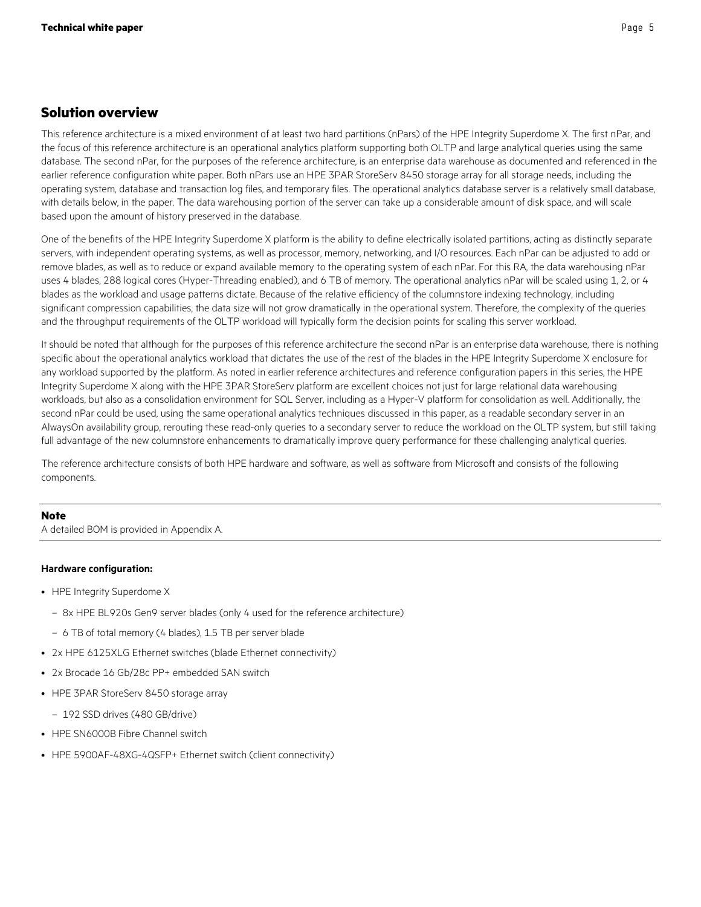## Solution overview

This reference architecture is a mixed environment of at least two hard partitions (nPars) of the HPE Integrity Superdome X. The first nPar, and the focus of this reference architecture is an operational analytics platform supporting both OLTP and large analytical queries using the same database. The second nPar, for the purposes of the reference architecture, is an enterprise data warehouse as documented and referenced in the earlier reference configuration white paper. Both nPars use an HPE 3PAR StoreServ 8450 storage array for all storage needs, including the operating system, database and transaction log files, and temporary files. The operational analytics database server is a relatively small database, with details below, in the paper. The data warehousing portion of the server can take up a considerable amount of disk space, and will scale based upon the amount of history preserved in the database.

One of the benefits of the HPE Integrity Superdome X platform is the ability to define electrically isolated partitions, acting as distinctly separate servers, with independent operating systems, as well as processor, memory, networking, and I/O resources. Each nPar can be adjusted to add or remove blades, as well as to reduce or expand available memory to the operating system of each nPar. For this RA, the data warehousing nPar uses 4 blades, 288 logical cores (Hyper-Threading enabled), and 6 TB of memory. The operational analytics nPar will be scaled using 1, 2, or 4 blades as the workload and usage patterns dictate. Because of the relative efficiency of the columnstore indexing technology, including significant compression capabilities, the data size will not grow dramatically in the operational system. Therefore, the complexity of the queries and the throughput requirements of the OLTP workload will typically form the decision points for scaling this server workload.

It should be noted that although for the purposes of this reference architecture the second nPar is an enterprise data warehouse, there is nothing specific about the operational analytics workload that dictates the use of the rest of the blades in the HPE Integrity Superdome X enclosure for any workload supported by the platform. As noted in earlier reference architectures and reference configuration papers in this series, the HPE Integrity Superdome X along with the HPE 3PAR StoreServ platform are excellent choices not just for large relational data warehousing workloads, but also as a consolidation environment for SQL Server, including as a Hyper-V platform for consolidation as well. Additionally, the second nPar could be used, using the same operational analytics techniques discussed in this paper, as a readable secondary server in an AlwaysOn availability group, rerouting these read-only queries to a secondary server to reduce the workload on the OLTP system, but still taking full advantage of the new columnstore enhancements to dramatically improve query performance for these challenging analytical queries.

The reference architecture consists of both HPE hardware and software, as well as software from Microsoft and consists of the following components.

**Note**
A detailed BOM is provided in Appendix A.

**Hardware configuration:**

- HPE Integrity Superdome X
  - 8x HPE BL920s Gen9 server blades (only 4 used for the reference architecture)
  - 6 TB of total memory (4 blades), 1.5 TB per server blade
- 2x HPE 6125XLG Ethernet switches (blade Ethernet connectivity)
- 2x Brocade 16 Gb/28c PP+ embedded SAN switch
- HPE 3PAR StoreServ 8450 storage array
  - 192 SSD drives (480 GB/drive)
- HPE SN6000B Fibre Channel switch
- HPE 5900AF-48XG-4QSFP+ Ethernet switch (client connectivity)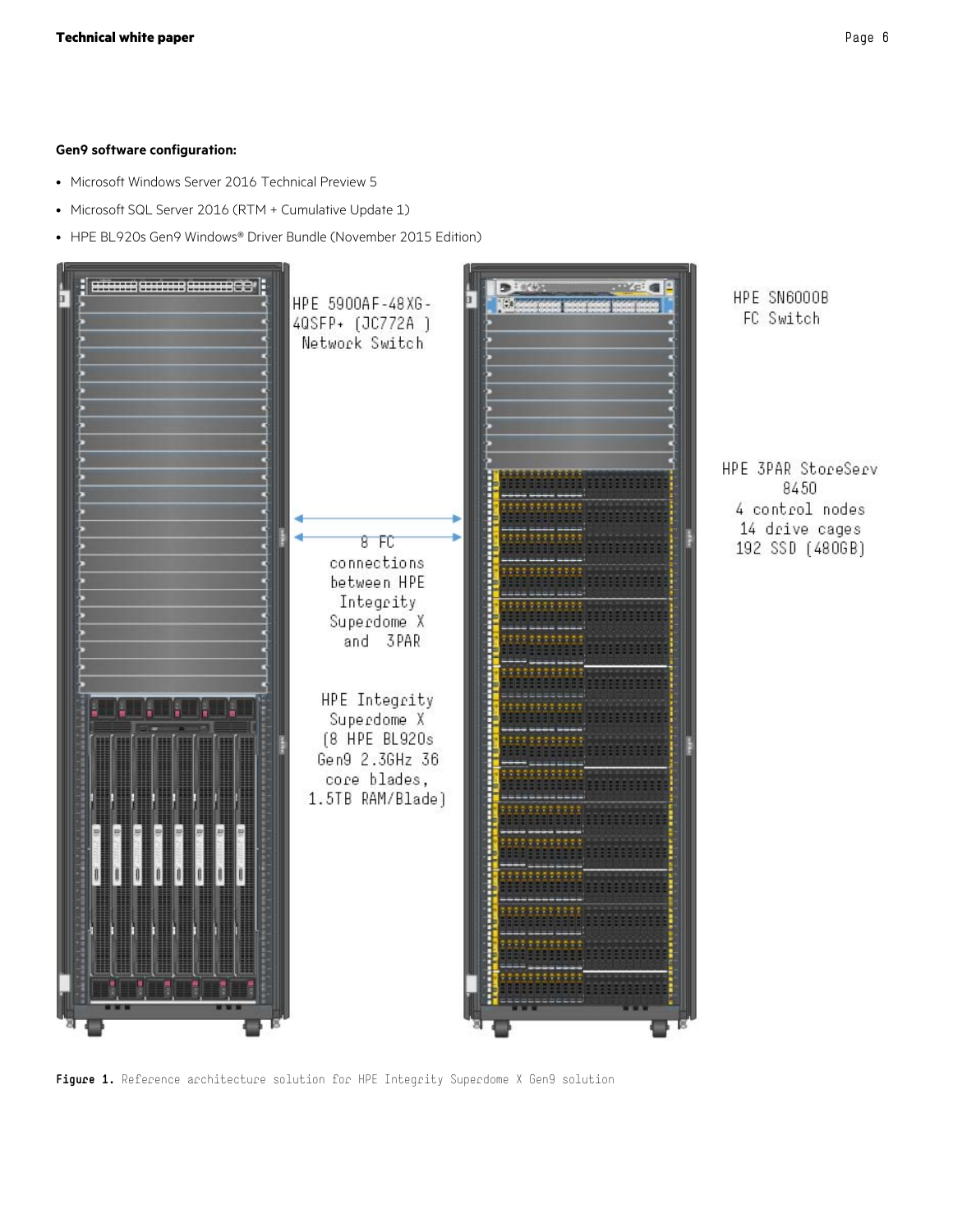**Gen9 software configuration:**

- Microsoft Windows Server 2016 Technical Preview 5
- Microsoft SQL Server 2016 (RTM + Cumulative Update 1)
- HPE BL920s Gen9 Windows® Driver Bundle (November 2015 Edition)

HPE 5900AF-48XG-4QSFP+ (JC772A ) Network Switch

HPE SN6000B FC Switch

8 FC connections between HPE Integrity Superdome X and 3PAR

HPE 3PAR StoreServ 8450 4 control nodes 14 drive cages 192 SSD (480GB)

HPE Integrity Superdome X (8 HPE BL920s Gen9 2.3GHz 36 core blades, 1.5TB RAM/Blade)

**Figure 1.** Reference architecture solution for HPE Integrity Superdome X Gen9 solution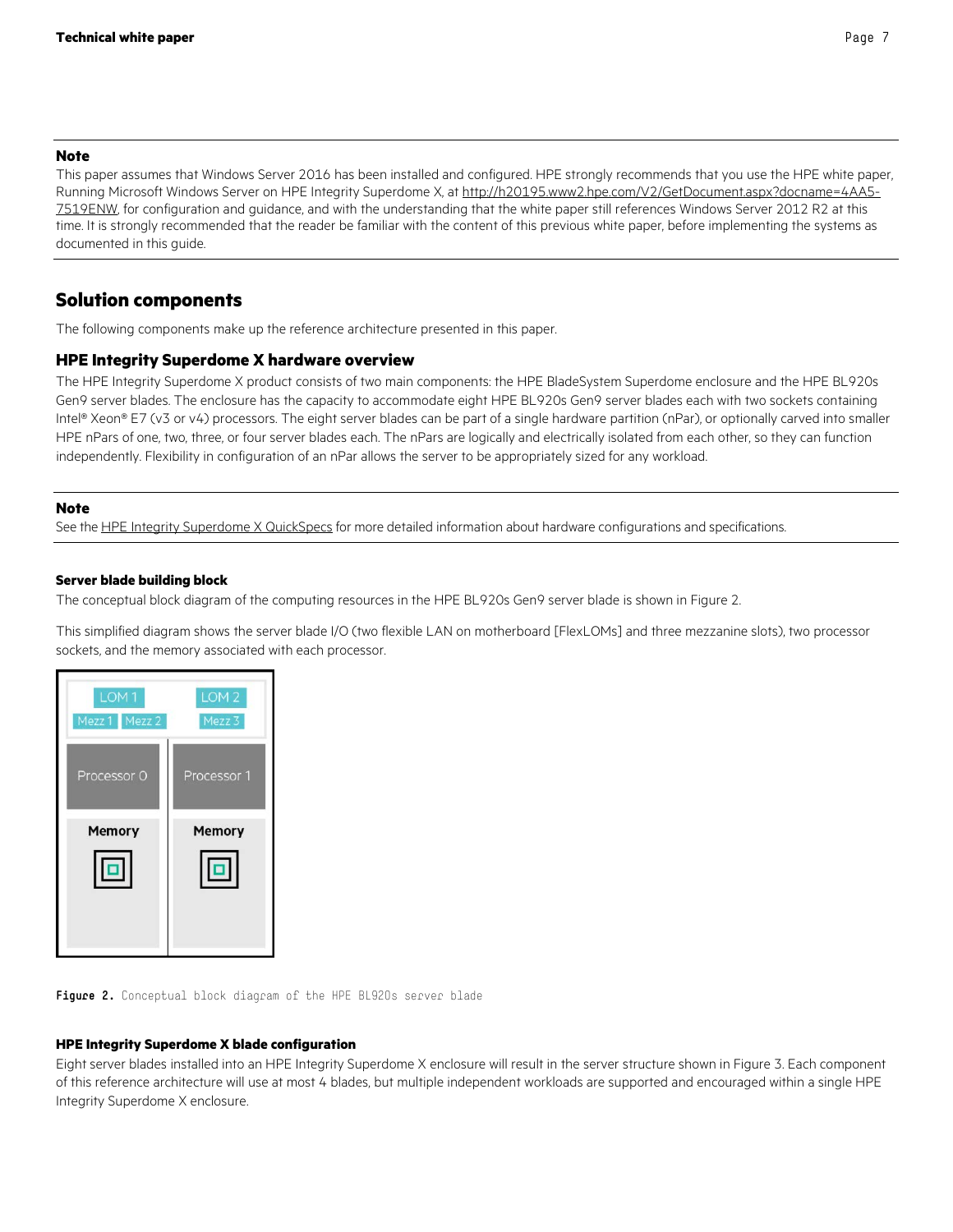**Note**

This paper assumes that Windows Server 2016 has been installed and configured. HPE strongly recommends that you use the HPE white paper, Running Microsoft Windows Server on HPE Integrity Superdome X, at http://h20195.www2.hpe.com/V2/GetDocument.aspx?docname=4AA5-7519ENW, for configuration and guidance, and with the understanding that the white paper still references Windows Server 2012 R2 at this time. It is strongly recommended that the reader be familiar with the content of this previous white paper, before implementing the systems as documented in this guide.

## Solution components

The following components make up the reference architecture presented in this paper.

### HPE Integrity Superdome X hardware overview

The HPE Integrity Superdome X product consists of two main components: the HPE BladeSystem Superdome enclosure and the HPE BL920s Gen9 server blades. The enclosure has the capacity to accommodate eight HPE BL920s Gen9 server blades each with two sockets containing Intel® Xeon® E7 (v3 or v4) processors. The eight server blades can be part of a single hardware partition (nPar), or optionally carved into smaller HPE nPars of one, two, three, or four server blades each. The nPars are logically and electrically isolated from each other, so they can function independently. Flexibility in configuration of an nPar allows the server to be appropriately sized for any workload.

**Note**

See the HPE Integrity Superdome X QuickSpecs for more detailed information about hardware configurations and specifications.

#### Server blade building block

The conceptual block diagram of the computing resources in the HPE BL920s Gen9 server blade is shown in Figure 2.

This simplified diagram shows the server blade I/O (two flexible LAN on motherboard [FlexLOMs] and three mezzanine slots), two processor sockets, and the memory associated with each processor.

**Figure 2.** Conceptual block diagram of the HPE BL920s server blade

#### HPE Integrity Superdome X blade configuration

Eight server blades installed into an HPE Integrity Superdome X enclosure will result in the server structure shown in Figure 3. Each component of this reference architecture will use at most 4 blades, but multiple independent workloads are supported and encouraged within a single HPE Integrity Superdome X enclosure.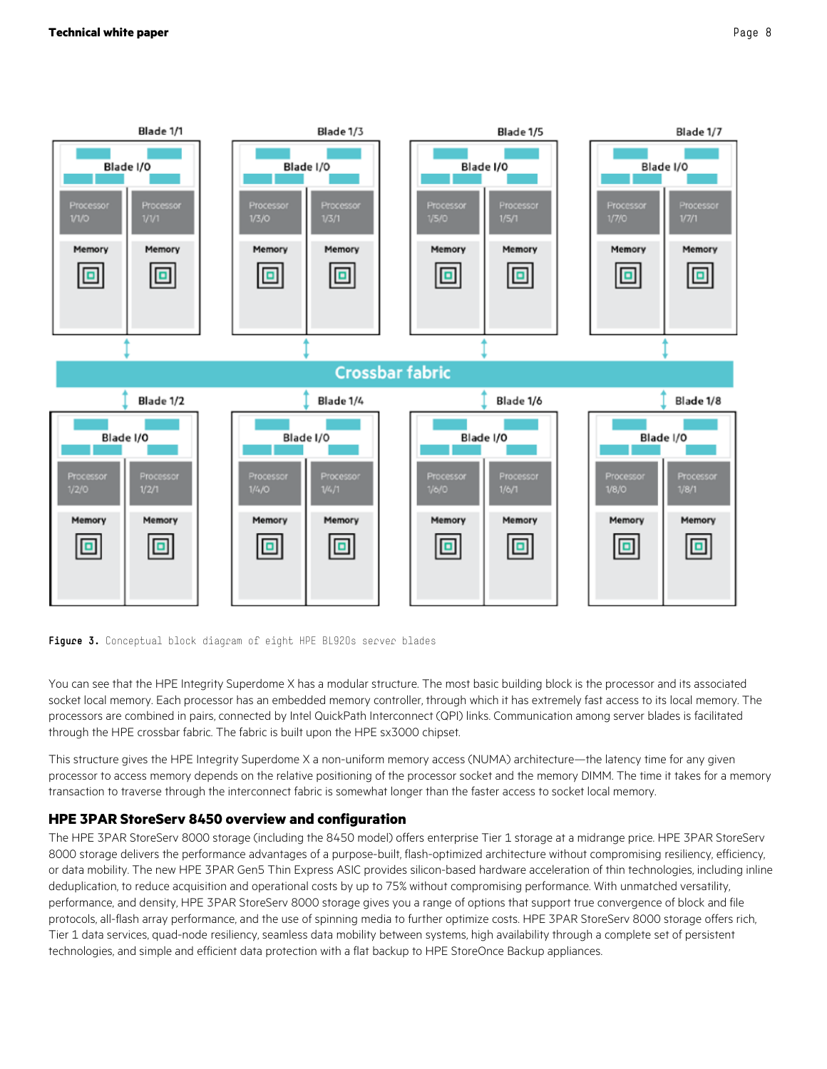Figure 3. Conceptual block diagram of eight HPE BL920s server blades

You can see that the HPE Integrity Superdome X has a modular structure. The most basic building block is the processor and its associated socket local memory. Each processor has an embedded memory controller, through which it has extremely fast access to its local memory. The processors are combined in pairs, connected by Intel QuickPath Interconnect (QPI) links. Communication among server blades is facilitated through the HPE crossbar fabric. The fabric is built upon the HPE sx3000 chipset.

This structure gives the HPE Integrity Superdome X a non-uniform memory access (NUMA) architecture—the latency time for any given processor to access memory depends on the relative positioning of the processor socket and the memory DIMM. The time it takes for a memory transaction to traverse through the interconnect fabric is somewhat longer than the faster access to socket local memory.

### HPE 3PAR StoreServ 8450 overview and configuration

The HPE 3PAR StoreServ 8000 storage (including the 8450 model) offers enterprise Tier 1 storage at a midrange price. HPE 3PAR StoreServ 8000 storage delivers the performance advantages of a purpose-built, flash-optimized architecture without compromising resiliency, efficiency, or data mobility. The new HPE 3PAR Gen5 Thin Express ASIC provides silicon-based hardware acceleration of thin technologies, including inline deduplication, to reduce acquisition and operational costs by up to 75% without compromising performance. With unmatched versatility, performance, and density, HPE 3PAR StoreServ 8000 storage gives you a range of options that support true convergence of block and file protocols, all-flash array performance, and the use of spinning media to further optimize costs. HPE 3PAR StoreServ 8000 storage offers rich, Tier 1 data services, quad-node resiliency, seamless data mobility between systems, high availability through a complete set of persistent technologies, and simple and efficient data protection with a flat backup to HPE StoreOnce Backup appliances.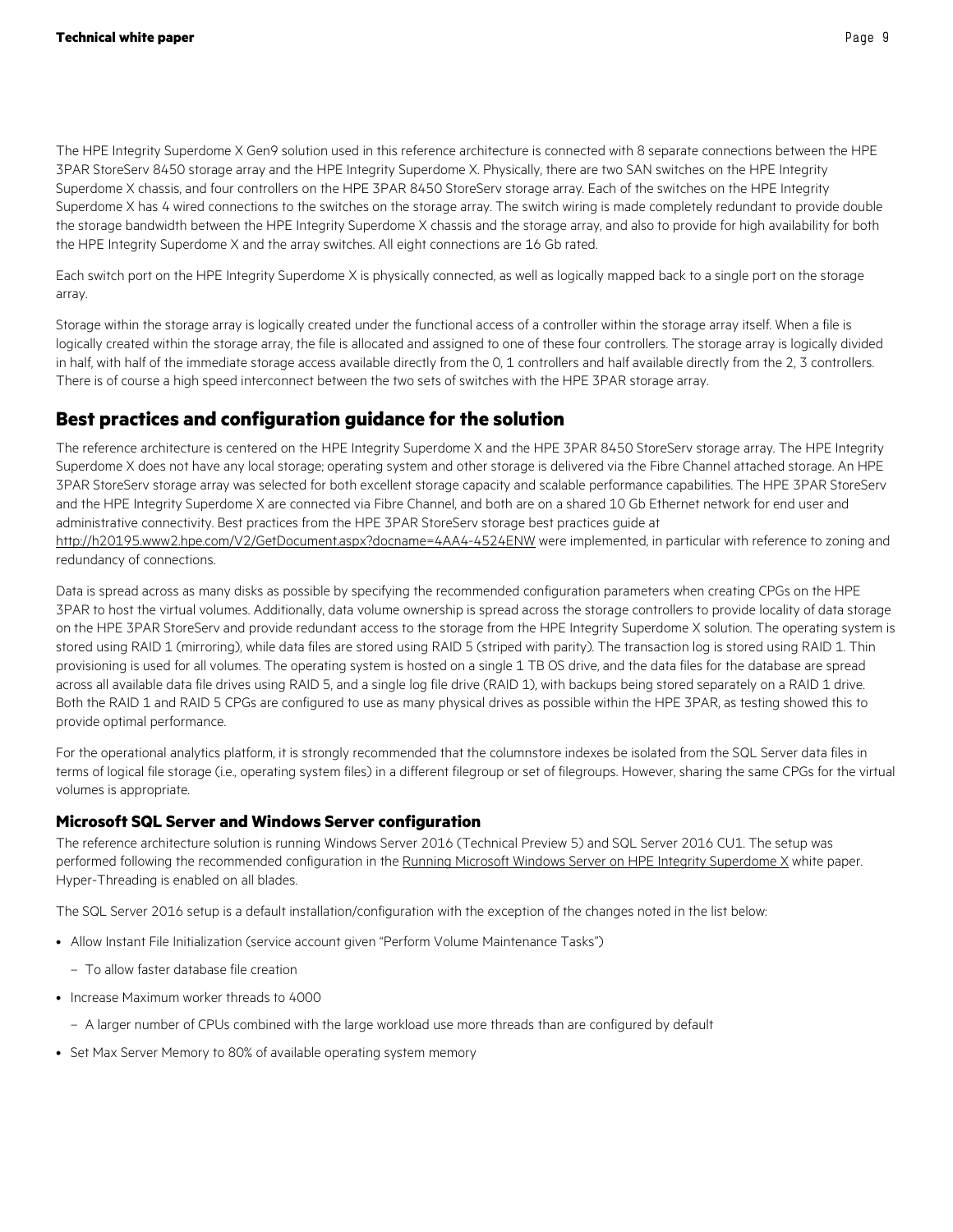The HPE Integrity Superdome X Gen9 solution used in this reference architecture is connected with 8 separate connections between the HPE 3PAR StoreServ 8450 storage array and the HPE Integrity Superdome X. Physically, there are two SAN switches on the HPE Integrity Superdome X chassis, and four controllers on the HPE 3PAR 8450 StoreServ storage array. Each of the switches on the HPE Integrity Superdome X has 4 wired connections to the switches on the storage array. The switch wiring is made completely redundant to provide double the storage bandwidth between the HPE Integrity Superdome X chassis and the storage array, and also to provide for high availability for both the HPE Integrity Superdome X and the array switches. All eight connections are 16 Gb rated.

Each switch port on the HPE Integrity Superdome X is physically connected, as well as logically mapped back to a single port on the storage array.

Storage within the storage array is logically created under the functional access of a controller within the storage array itself. When a file is logically created within the storage array, the file is allocated and assigned to one of these four controllers. The storage array is logically divided in half, with half of the immediate storage access available directly from the 0, 1 controllers and half available directly from the 2, 3 controllers. There is of course a high speed interconnect between the two sets of switches with the HPE 3PAR storage array.

## Best practices and configuration guidance for the solution

The reference architecture is centered on the HPE Integrity Superdome X and the HPE 3PAR 8450 StoreServ storage array. The HPE Integrity Superdome X does not have any local storage; operating system and other storage is delivered via the Fibre Channel attached storage. An HPE 3PAR StoreServ storage array was selected for both excellent storage capacity and scalable performance capabilities. The HPE 3PAR StoreServ and the HPE Integrity Superdome X are connected via Fibre Channel, and both are on a shared 10 Gb Ethernet network for end user and administrative connectivity. Best practices from the HPE 3PAR StoreServ storage best practices guide at http://h20195.www2.hpe.com/V2/GetDocument.aspx?docname=4AA4-4524ENW were implemented, in particular with reference to zoning and redundancy of connections.

Data is spread across as many disks as possible by specifying the recommended configuration parameters when creating CPGs on the HPE 3PAR to host the virtual volumes. Additionally, data volume ownership is spread across the storage controllers to provide locality of data storage on the HPE 3PAR StoreServ and provide redundant access to the storage from the HPE Integrity Superdome X solution. The operating system is stored using RAID 1 (mirroring), while data files are stored using RAID 5 (striped with parity). The transaction log is stored using RAID 1. Thin provisioning is used for all volumes. The operating system is hosted on a single 1 TB OS drive, and the data files for the database are spread across all available data file drives using RAID 5, and a single log file drive (RAID 1), with backups being stored separately on a RAID 1 drive. Both the RAID 1 and RAID 5 CPGs are configured to use as many physical drives as possible within the HPE 3PAR, as testing showed this to provide optimal performance.

For the operational analytics platform, it is strongly recommended that the columnstore indexes be isolated from the SQL Server data files in terms of logical file storage (i.e., operating system files) in a different filegroup or set of filegroups. However, sharing the same CPGs for the virtual volumes is appropriate.

### Microsoft SQL Server and Windows Server configuration

The reference architecture solution is running Windows Server 2016 (Technical Preview 5) and SQL Server 2016 CU1. The setup was performed following the recommended configuration in the Running Microsoft Windows Server on HPE Integrity Superdome X white paper. Hyper-Threading is enabled on all blades.

The SQL Server 2016 setup is a default installation/configuration with the exception of the changes noted in the list below:

- Allow Instant File Initialization (service account given “Perform Volume Maintenance Tasks”)
  - To allow faster database file creation
- Increase Maximum worker threads to 4000
  - A larger number of CPUs combined with the large workload use more threads than are configured by default
- Set Max Server Memory to 80% of available operating system memory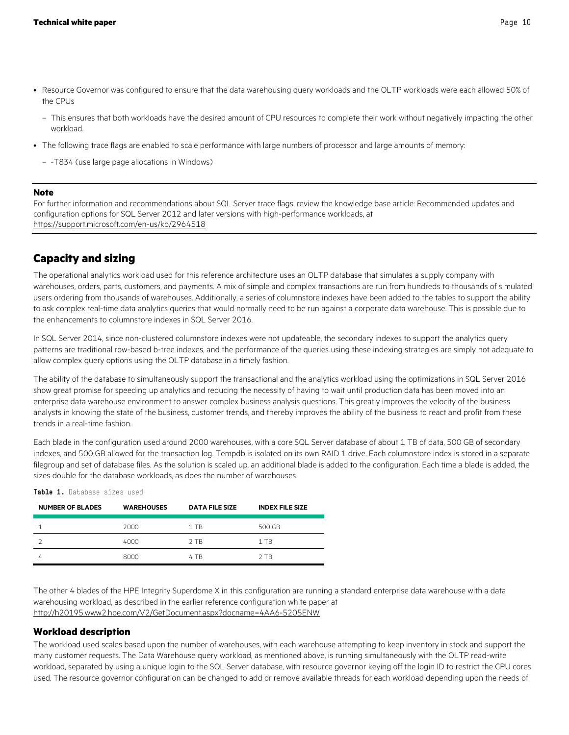- Resource Governor was configured to ensure that the data warehousing query workloads and the OLTP workloads were each allowed 50% of the CPUs
  - This ensures that both workloads have the desired amount of CPU resources to complete their work without negatively impacting the other workload.
- The following trace flags are enabled to scale performance with large numbers of processor and large amounts of memory:
  - -T834 (use large page allocations in Windows)

**Note**

For further information and recommendations about SQL Server trace flags, review the knowledge base article: Recommended updates and configuration options for SQL Server 2012 and later versions with high-performance workloads, at https://support.microsoft.com/en-us/kb/2964518

## Capacity and sizing

The operational analytics workload used for this reference architecture uses an OLTP database that simulates a supply company with warehouses, orders, parts, customers, and payments. A mix of simple and complex transactions are run from hundreds to thousands of simulated users ordering from thousands of warehouses. Additionally, a series of columnstore indexes have been added to the tables to support the ability to ask complex real-time data analytics queries that would normally need to be run against a corporate data warehouse. This is possible due to the enhancements to columnstore indexes in SQL Server 2016.

In SQL Server 2014, since non-clustered columnstore indexes were not updateable, the secondary indexes to support the analytics query patterns are traditional row-based b-tree indexes, and the performance of the queries using these indexing strategies are simply not adequate to allow complex query options using the OLTP database in a timely fashion.

The ability of the database to simultaneously support the transactional and the analytics workload using the optimizations in SQL Server 2016 show great promise for speeding up analytics and reducing the necessity of having to wait until production data has been moved into an enterprise data warehouse environment to answer complex business analysis questions. This greatly improves the velocity of the business analysts in knowing the state of the business, customer trends, and thereby improves the ability of the business to react and profit from these trends in a real-time fashion.

Each blade in the configuration used around 2000 warehouses, with a core SQL Server database of about 1 TB of data, 500 GB of secondary indexes, and 500 GB allowed for the transaction log. Tempdb is isolated on its own RAID 1 drive. Each columnstore index is stored in a separate filegroup and set of database files. As the solution is scaled up, an additional blade is added to the configuration. Each time a blade is added, the sizes double for the database workloads, as does the number of warehouses.

**Table 1.** Database sizes used

| NUMBER OF BLADES | WAREHOUSES | DATA FILE SIZE | INDEX FILE SIZE |
| --- | --- | --- | --- |
| 1 | 2000 | 1 TB | 500 GB |
| 2 | 4000 | 2 TB | 1 TB |
| 4 | 8000 | 4 TB | 2 TB |

The other 4 blades of the HPE Integrity Superdome X in this configuration are running a standard enterprise data warehouse with a data warehousing workload, as described in the earlier reference configuration white paper at http://h20195.www2.hpe.com/V2/GetDocument.aspx?docname=4AA6-5205ENW

### Workload description

The workload used scales based upon the number of warehouses, with each warehouse attempting to keep inventory in stock and support the many customer requests. The Data Warehouse query workload, as mentioned above, is running simultaneously with the OLTP read-write workload, separated by using a unique login to the SQL Server database, with resource governor keying off the login ID to restrict the CPU cores used. The resource governor configuration can be changed to add or remove available threads for each workload depending upon the needs of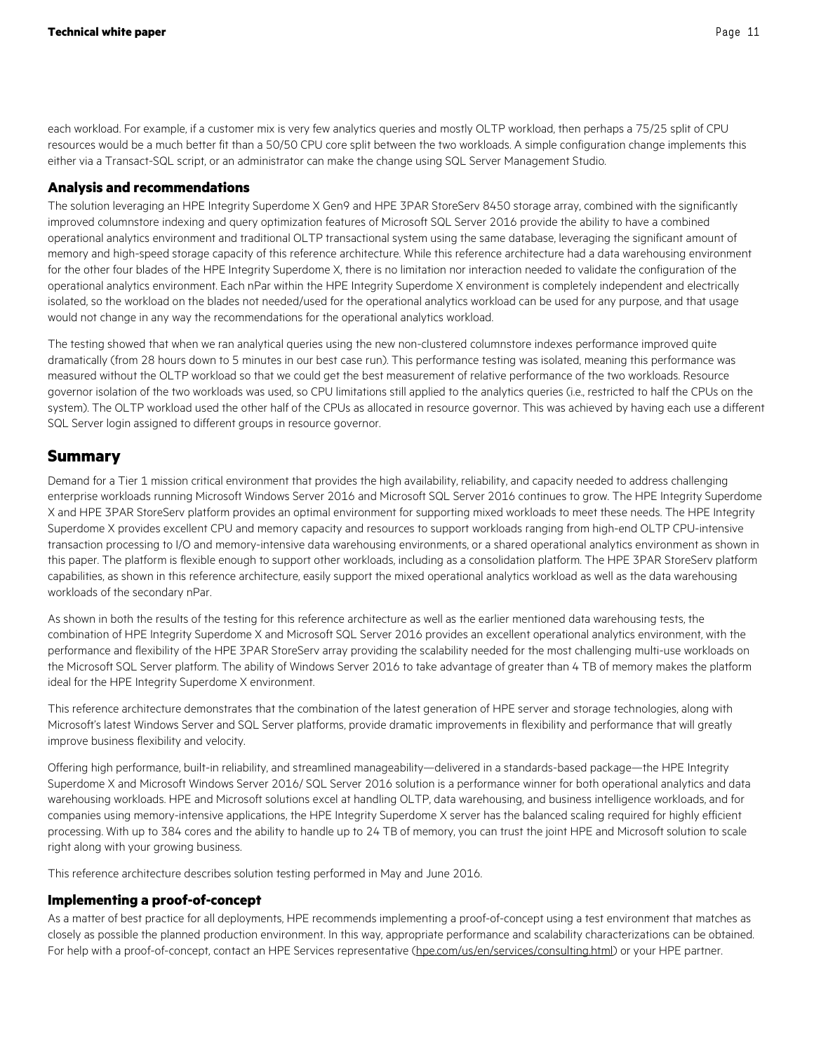each workload. For example, if a customer mix is very few analytics queries and mostly OLTP workload, then perhaps a 75/25 split of CPU resources would be a much better fit than a 50/50 CPU core split between the two workloads. A simple configuration change implements this either via a Transact-SQL script, or an administrator can make the change using SQL Server Management Studio.

### Analysis and recommendations

The solution leveraging an HPE Integrity Superdome X Gen9 and HPE 3PAR StoreServ 8450 storage array, combined with the significantly improved columnstore indexing and query optimization features of Microsoft SQL Server 2016 provide the ability to have a combined operational analytics environment and traditional OLTP transactional system using the same database, leveraging the significant amount of memory and high-speed storage capacity of this reference architecture. While this reference architecture had a data warehousing environment for the other four blades of the HPE Integrity Superdome X, there is no limitation nor interaction needed to validate the configuration of the operational analytics environment. Each nPar within the HPE Integrity Superdome X environment is completely independent and electrically isolated, so the workload on the blades not needed/used for the operational analytics workload can be used for any purpose, and that usage would not change in any way the recommendations for the operational analytics workload.

The testing showed that when we ran analytical queries using the new non-clustered columnstore indexes performance improved quite dramatically (from 28 hours down to 5 minutes in our best case run). This performance testing was isolated, meaning this performance was measured without the OLTP workload so that we could get the best measurement of relative performance of the two workloads. Resource governor isolation of the two workloads was used, so CPU limitations still applied to the analytics queries (i.e., restricted to half the CPUs on the system). The OLTP workload used the other half of the CPUs as allocated in resource governor. This was achieved by having each use a different SQL Server login assigned to different groups in resource governor.

## Summary

Demand for a Tier 1 mission critical environment that provides the high availability, reliability, and capacity needed to address challenging enterprise workloads running Microsoft Windows Server 2016 and Microsoft SQL Server 2016 continues to grow. The HPE Integrity Superdome X and HPE 3PAR StoreServ platform provides an optimal environment for supporting mixed workloads to meet these needs. The HPE Integrity Superdome X provides excellent CPU and memory capacity and resources to support workloads ranging from high-end OLTP CPU-intensive transaction processing to I/O and memory-intensive data warehousing environments, or a shared operational analytics environment as shown in this paper. The platform is flexible enough to support other workloads, including as a consolidation platform. The HPE 3PAR StoreServ platform capabilities, as shown in this reference architecture, easily support the mixed operational analytics workload as well as the data warehousing workloads of the secondary nPar.

As shown in both the results of the testing for this reference architecture as well as the earlier mentioned data warehousing tests, the combination of HPE Integrity Superdome X and Microsoft SQL Server 2016 provides an excellent operational analytics environment, with the performance and flexibility of the HPE 3PAR StoreServ array providing the scalability needed for the most challenging multi-use workloads on the Microsoft SQL Server platform. The ability of Windows Server 2016 to take advantage of greater than 4 TB of memory makes the platform ideal for the HPE Integrity Superdome X environment.

This reference architecture demonstrates that the combination of the latest generation of HPE server and storage technologies, along with Microsoft's latest Windows Server and SQL Server platforms, provide dramatic improvements in flexibility and performance that will greatly improve business flexibility and velocity.

Offering high performance, built-in reliability, and streamlined manageability—delivered in a standards-based package—the HPE Integrity Superdome X and Microsoft Windows Server 2016/ SQL Server 2016 solution is a performance winner for both operational analytics and data warehousing workloads. HPE and Microsoft solutions excel at handling OLTP, data warehousing, and business intelligence workloads, and for companies using memory-intensive applications, the HPE Integrity Superdome X server has the balanced scaling required for highly efficient processing. With up to 384 cores and the ability to handle up to 24 TB of memory, you can trust the joint HPE and Microsoft solution to scale right along with your growing business.

This reference architecture describes solution testing performed in May and June 2016.

### Implementing a proof-of-concept

As a matter of best practice for all deployments, HPE recommends implementing a proof-of-concept using a test environment that matches as closely as possible the planned production environment. In this way, appropriate performance and scalability characterizations can be obtained. For help with a proof-of-concept, contact an HPE Services representative (hpe.com/us/en/services/consulting.html) or your HPE partner.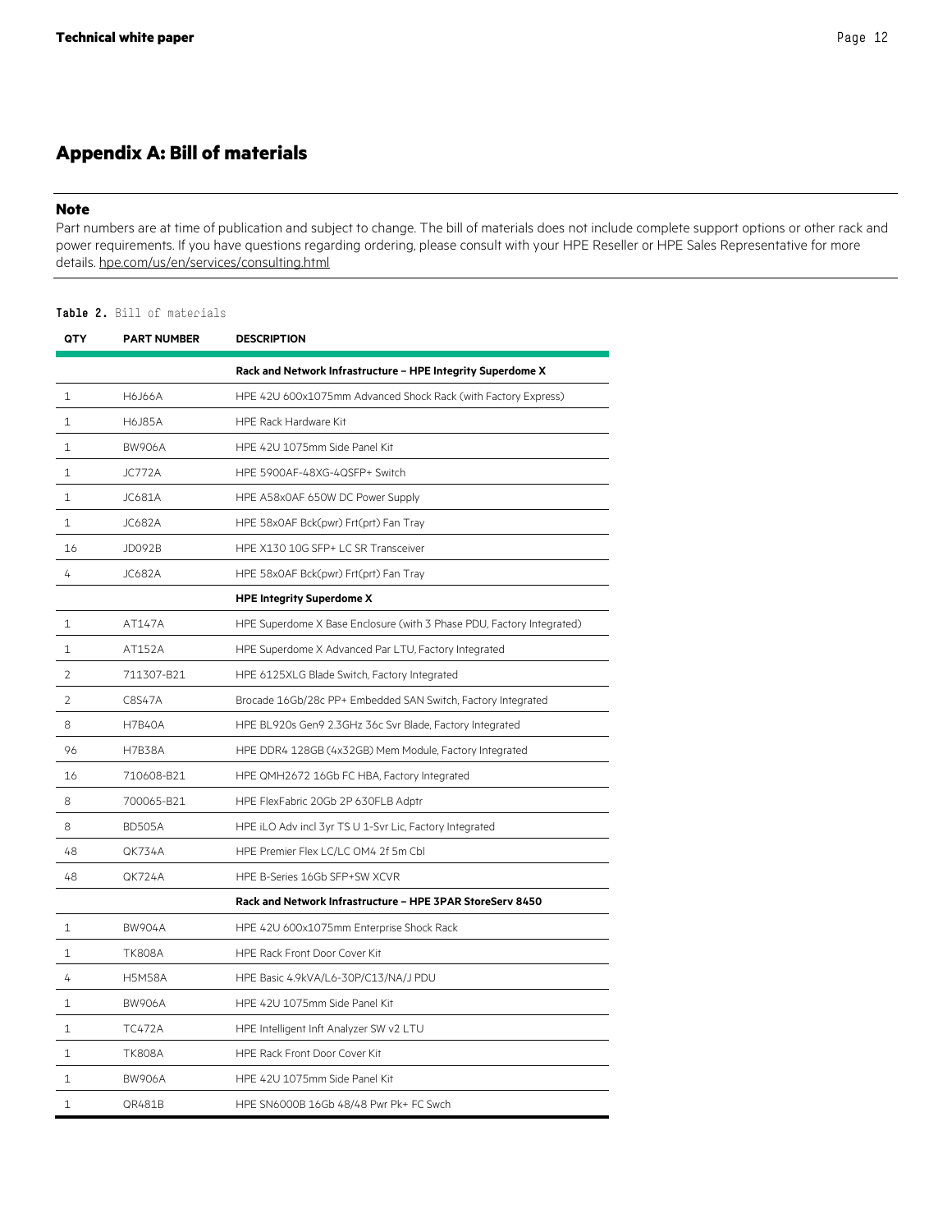## Appendix A: Bill of materials

**Note**

Part numbers are at time of publication and subject to change. The bill of materials does not include complete support options or other rack and power requirements. If you have questions regarding ordering, please consult with your HPE Reseller or HPE Sales Representative for more details. hpe.com/us/en/services/consulting.html

**Table 2.** Bill of materials

| QTY | PART NUMBER | DESCRIPTION |
|---|---|---|
| | | **Rack and Network Infrastructure – HPE Integrity Superdome X** |
| 1 | H6J66A | HPE 42U 600x1075mm Advanced Shock Rack (with Factory Express) |
| 1 | H6J85A | HPE Rack Hardware Kit |
| 1 | BW906A | HPE 42U 1075mm Side Panel Kit |
| 1 | JC772A | HPE 5900AF-48XG-4QSFP+ Switch |
| 1 | JC681A | HPE A58x0AF 650W DC Power Supply |
| 1 | JC682A | HPE 58x0AF Bck(pwr) Frt(prt) Fan Tray |
| 16 | JD092B | HPE X130 10G SFP+ LC SR Transceiver |
| 4 | JC682A | HPE 58x0AF Bck(pwr) Frt(prt) Fan Tray |
| | | **HPE Integrity Superdome X** |
| 1 | AT147A | HPE Superdome X Base Enclosure (with 3 Phase PDU, Factory Integrated) |
| 1 | AT152A | HPE Superdome X Advanced Par LTU, Factory Integrated |
| 2 | 711307-B21 | HPE 6125XLG Blade Switch, Factory Integrated |
| 2 | C8S47A | Brocade 16Gb/28c PP+ Embedded SAN Switch, Factory Integrated |
| 8 | H7B40A | HPE BL920s Gen9 2.3GHz 36c Svr Blade, Factory Integrated |
| 96 | H7B38A | HPE DDR4 128GB (4x32GB) Mem Module, Factory Integrated |
| 16 | 710608-B21 | HPE QMH2672 16Gb FC HBA, Factory Integrated |
| 8 | 700065-B21 | HPE FlexFabric 20Gb 2P 630FLB Adptr |
| 8 | BD505A | HPE iLO Adv incl 3yr TS U 1-Svr Lic, Factory Integrated |
| 48 | QK734A | HPE Premier Flex LC/LC OM4 2f 5m Cbl |
| 48 | QK724A | HPE B-Series 16Gb SFP+SW XCVR |
| | | **Rack and Network Infrastructure – HPE 3PAR StoreServ 8450** |
| 1 | BW904A | HPE 42U 600x1075mm Enterprise Shock Rack |
| 1 | TK808A | HPE Rack Front Door Cover Kit |
| 4 | H5M58A | HPE Basic 4.9kVA/L6-30P/C13/NA/J PDU |
| 1 | BW906A | HPE 42U 1075mm Side Panel Kit |
| 1 | TC472A | HPE Intelligent Inft Analyzer SW v2 LTU |
| 1 | TK808A | HPE Rack Front Door Cover Kit |
| 1 | BW906A | HPE 42U 1075mm Side Panel Kit |
| 1 | QR481B | HPE SN6000B 16Gb 48/48 Pwr Pk+ FC Swch |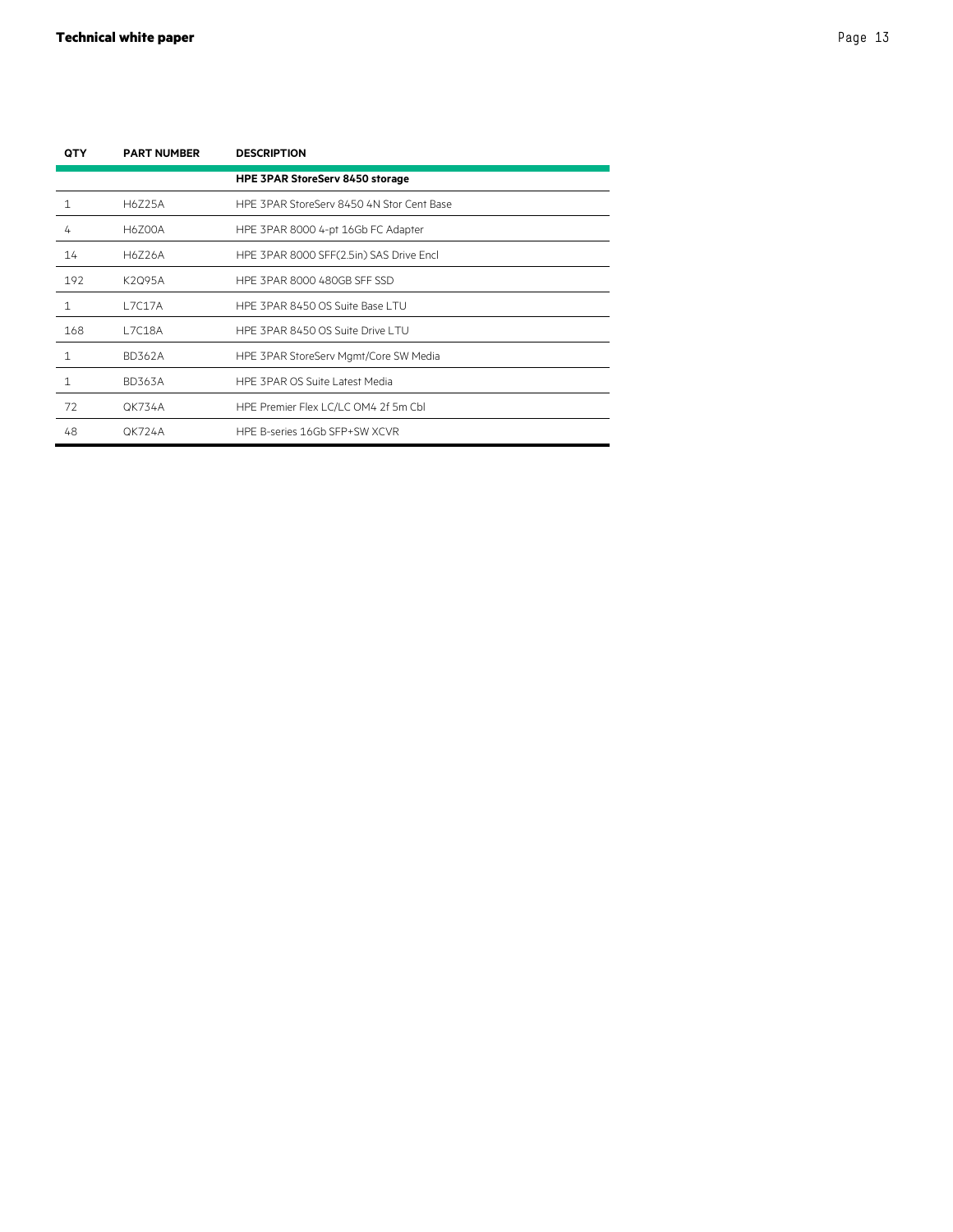| QTY | PART NUMBER | DESCRIPTION |
| --- | --- | --- |
| | | **HPE 3PAR StoreServ 8450 storage** |
| 1 | H6Z25A | HPE 3PAR StoreServ 8450 4N Stor Cent Base |
| 4 | H6Z00A | HPE 3PAR 8000 4-pt 16Gb FC Adapter |
| 14 | H6Z26A | HPE 3PAR 8000 SFF(2.5in) SAS Drive Encl |
| 192 | K2Q95A | HPE 3PAR 8000 480GB SFF SSD |
| 1 | L7C17A | HPE 3PAR 8450 OS Suite Base LTU |
| 168 | L7C18A | HPE 3PAR 8450 OS Suite Drive LTU |
| 1 | BD362A | HPE 3PAR StoreServ Mgmt/Core SW Media |
| 1 | BD363A | HPE 3PAR OS Suite Latest Media |
| 72 | QK734A | HPE Premier Flex LC/LC OM4 2f 5m Cbl |
| 48 | QK724A | HPE B-series 16Gb SFP+SW XCVR |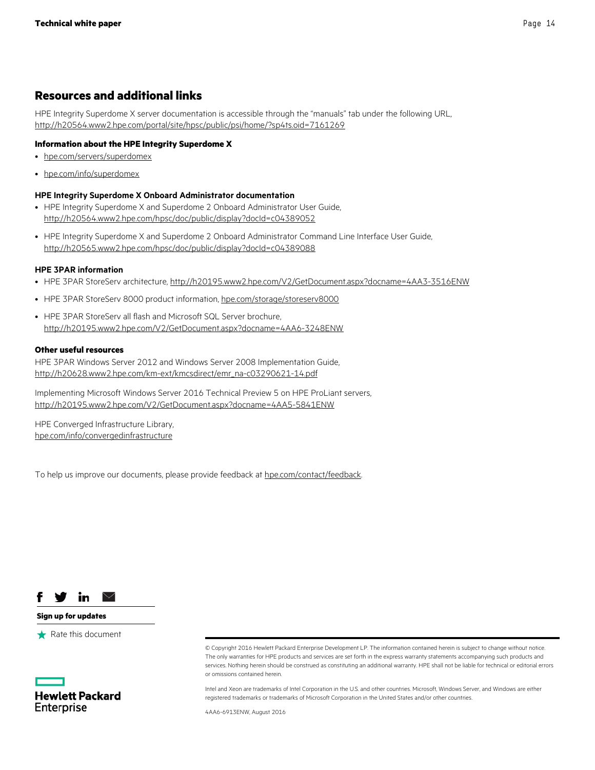## Resources and additional links

HPE Integrity Superdome X server documentation is accessible through the "manuals" tab under the following URL, http://h20564.www2.hpe.com/portal/site/hpsc/public/psi/home/?sp4ts.oid=7161269

### Information about the HPE Integrity Superdome X

- hpe.com/servers/superdomex
- hpe.com/info/superdomex

### HPE Integrity Superdome X Onboard Administrator documentation

- HPE Integrity Superdome X and Superdome 2 Onboard Administrator User Guide, http://h20564.www2.hpe.com/hpsc/doc/public/display?docId=c04389052
- HPE Integrity Superdome X and Superdome 2 Onboard Administrator Command Line Interface User Guide, http://h20565.www2.hpe.com/hpsc/doc/public/display?docId=c04389088

### HPE 3PAR information

- HPE 3PAR StoreServ architecture, http://h20195.www2.hpe.com/V2/GetDocument.aspx?docname=4AA3-3516ENW
- HPE 3PAR StoreServ 8000 product information, hpe.com/storage/storeserv8000
- HPE 3PAR StoreServ all flash and Microsoft SQL Server brochure, http://h20195.www2.hpe.com/V2/GetDocument.aspx?docname=4AA6-3248ENW

### Other useful resources

HPE 3PAR Windows Server 2012 and Windows Server 2008 Implementation Guide, http://h20628.www2.hpe.com/km-ext/kmcsdirect/emr_na-c03290621-14.pdf

Implementing Microsoft Windows Server 2016 Technical Preview 5 on HPE ProLiant servers, http://h20195.www2.hpe.com/V2/GetDocument.aspx?docname=4AA5-5841ENW

HPE Converged Infrastructure Library, hpe.com/info/convergedinfrastructure

To help us improve our documents, please provide feedback at hpe.com/contact/feedback.

**Sign up for updates**

Rate this document

© Copyright 2016 Hewlett Packard Enterprise Development LP. The information contained herein is subject to change without notice. The only warranties for HPE products and services are set forth in the express warranty statements accompanying such products and services. Nothing herein should be construed as constituting an additional warranty. HPE shall not be liable for technical or editorial errors or omissions contained herein.

Intel and Xeon are trademarks of Intel Corporation in the U.S. and other countries. Microsoft, Windows Server, and Windows are either registered trademarks or trademarks of Microsoft Corporation in the United States and/or other countries.

4AA6-6913ENW, August 2016